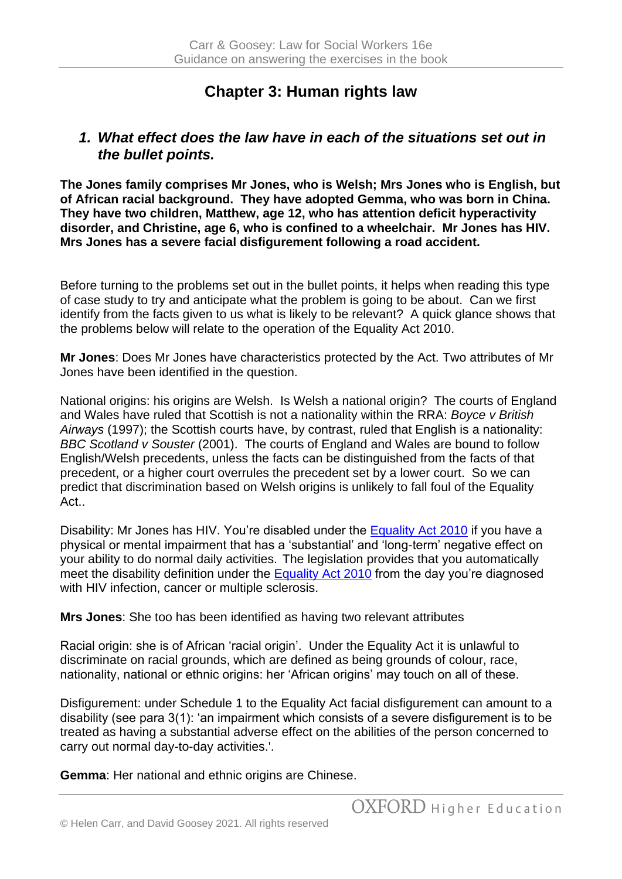# Chapter 3: Human rights law

## 1. *What effect does the law have in each of the situations set out in the bullet points.*

**The Jones family comprises Mr Jones, who is Welsh; Mrs Jones who is English, but of African racial background. They have adopted Gemma, who was born in China. They have two children, Matthew, age 12, who has attention deficit hyperactivity disorder, and Christine, age 6, who is confined to a wheelchair. Mr Jones has HIV. Mrs Jones has a severe facial disfigurement following a road accident.**

Before turning to the problems set out in the bullet points, it helps when reading this type of case study to try and anticipate what the problem is going to be about. Can we first identify from the facts given to us what is likely to be relevant? A quick glance shows that the problems below will relate to the operation of the Equality Act 2010.

**Mr Jones**: Does Mr Jones have characteristics protected by the Act. Two attributes of Mr Jones have been identified in the question.

National origins: his origins are Welsh. Is Welsh a national origin? The courts of England and Wales have ruled that Scottish is not a nationality within the RRA: *Boyce v British Airways* (1997); the Scottish courts have, by contrast, ruled that English is a nationality: *BBC Scotland v Souster* (2001). The courts of England and Wales are bound to follow English/Welsh precedents, unless the facts can be distinguished from the facts of that precedent, or a higher court overrules the precedent set by a lower court. So we can predict that discrimination based on Welsh origins is unlikely to fall foul of the Equality Act..

Disability: Mr Jones has HIV. You're disabled under the Equality Act 2010 if you have a physical or mental impairment that has a 'substantial' and 'long-term' negative effect on your ability to do normal daily activities. The legislation provides that you automatically meet the disability definition under the Equality Act 2010 from the day you're diagnosed with HIV infection, cancer or multiple sclerosis.

**Mrs Jones**: She too has been identified as having two relevant attributes

Racial origin: she is of African 'racial origin'. Under the Equality Act it is unlawful to discriminate on racial grounds, which are defined as being grounds of colour, race, nationality, national or ethnic origins: her 'African origins' may touch on all of these.

Disfigurement: under Schedule 1 to the Equality Act facial disfigurement can amount to a disability (see para 3(1): 'an impairment which consists of a severe disfigurement is to be treated as having a substantial adverse effect on the abilities of the person concerned to carry out normal day-to-day activities.'.

**Gemma**: Her national and ethnic origins are Chinese.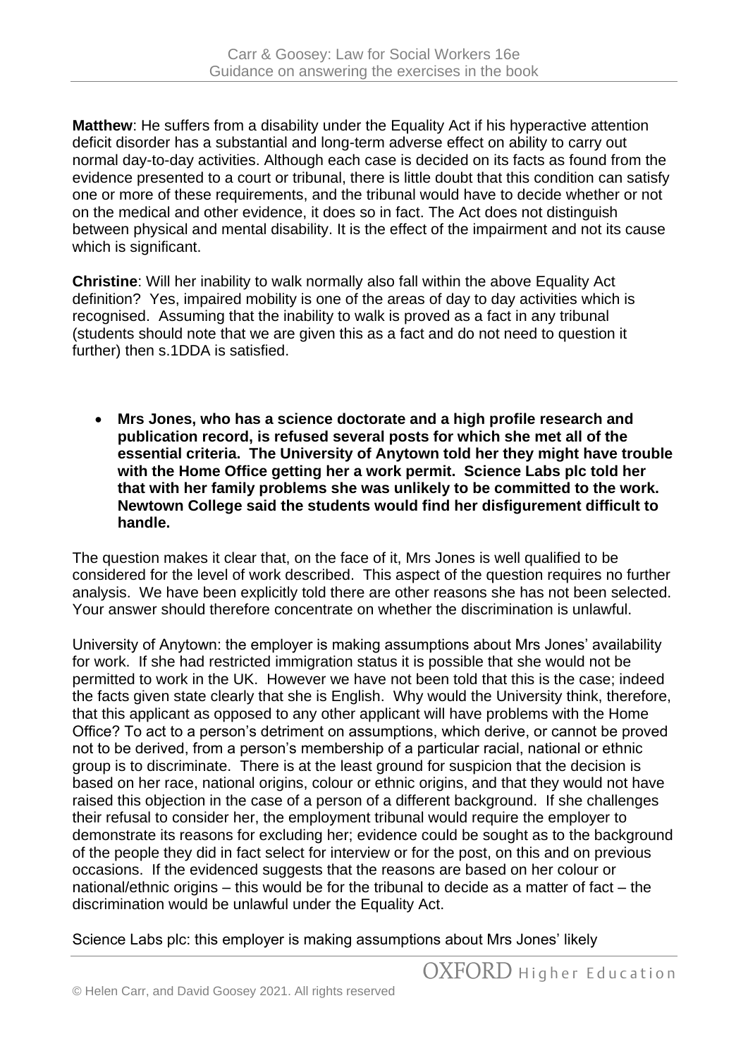**Matthew**: He suffers from a disability under the Equality Act if his hyperactive attention deficit disorder has a substantial and long-term adverse effect on ability to carry out normal day-to-day activities. Although each case is decided on its facts as found from the evidence presented to a court or tribunal, there is little doubt that this condition can satisfy one or more of these requirements, and the tribunal would have to decide whether or not on the medical and other evidence, it does so in fact. The Act does not distinguish between physical and mental disability. It is the effect of the impairment and not its cause which is significant.

**Christine**: Will her inability to walk normally also fall within the above Equality Act definition? Yes, impaired mobility is one of the areas of day to day activities which is recognised. Assuming that the inability to walk is proved as a fact in any tribunal (students should note that we are given this as a fact and do not need to question it further) then s.1DDA is satisfied.

- **Mrs Jones, who has a science doctorate and a high profile research and publication record, is refused several posts for which she met all of the essential criteria. The University of Anytown told her they might have trouble with the Home Office getting her a work permit. Science Labs plc told her that with her family problems she was unlikely to be committed to the work. Newtown College said the students would find her disfigurement difficult to handle.**

The question makes it clear that, on the face of it, Mrs Jones is well qualified to be considered for the level of work described. This aspect of the question requires no further analysis. We have been explicitly told there are other reasons she has not been selected. Your answer should therefore concentrate on whether the discrimination is unlawful.

University of Anytown: the employer is making assumptions about Mrs Jones' availability for work. If she had restricted immigration status it is possible that she would not be permitted to work in the UK. However we have not been told that this is the case; indeed the facts given state clearly that she is English. Why would the University think, therefore, that this applicant as opposed to any other applicant will have problems with the Home Office? To act to a person's detriment on assumptions, which derive, or cannot be proved not to be derived, from a person's membership of a particular racial, national or ethnic group is to discriminate. There is at the least ground for suspicion that the decision is based on her race, national origins, colour or ethnic origins, and that they would not have raised this objection in the case of a person of a different background. If she challenges their refusal to consider her, the employment tribunal would require the employer to demonstrate its reasons for excluding her; evidence could be sought as to the background of the people they did in fact select for interview or for the post, on this and on previous occasions. If the evidenced suggests that the reasons are based on her colour or national/ethnic origins – this would be for the tribunal to decide as a matter of fact – the discrimination would be unlawful under the Equality Act.

Science Labs plc: this employer is making assumptions about Mrs Jones' likely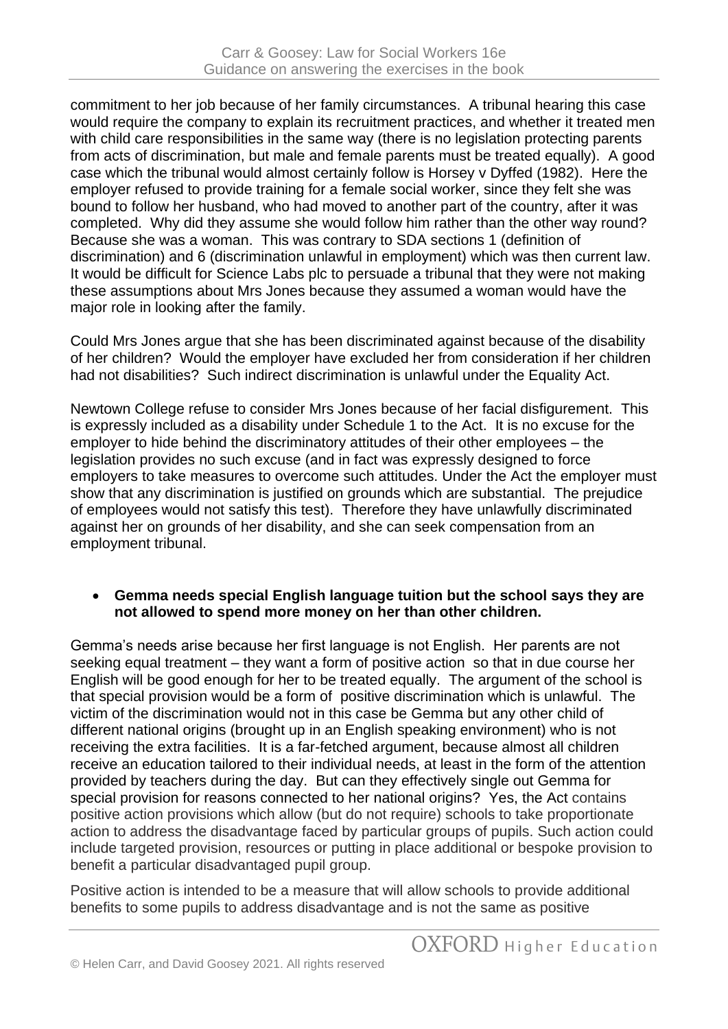commitment to her job because of her family circumstances. A tribunal hearing this case would require the company to explain its recruitment practices, and whether it treated men with child care responsibilities in the same way (there is no legislation protecting parents from acts of discrimination, but male and female parents must be treated equally). A good case which the tribunal would almost certainly follow is Horsey v Dyffed (1982). Here the employer refused to provide training for a female social worker, since they felt she was bound to follow her husband, who had moved to another part of the country, after it was completed. Why did they assume she would follow him rather than the other way round? Because she was a woman. This was contrary to SDA sections 1 (definition of discrimination) and 6 (discrimination unlawful in employment) which was then current law. It would be difficult for Science Labs plc to persuade a tribunal that they were not making these assumptions about Mrs Jones because they assumed a woman would have the major role in looking after the family.

Could Mrs Jones argue that she has been discriminated against because of the disability of her children? Would the employer have excluded her from consideration if her children had not disabilities? Such indirect discrimination is unlawful under the Equality Act.

Newtown College refuse to consider Mrs Jones because of her facial disfigurement. This is expressly included as a disability under Schedule 1 to the Act. It is no excuse for the employer to hide behind the discriminatory attitudes of their other employees – the legislation provides no such excuse (and in fact was expressly designed to force employers to take measures to overcome such attitudes. Under the Act the employer must show that any discrimination is justified on grounds which are substantial. The prejudice of employees would not satisfy this test). Therefore they have unlawfully discriminated against her on grounds of her disability, and she can seek compensation from an employment tribunal.

- **Gemma needs special English language tuition but the school says they are not allowed to spend more money on her than other children.**

Gemma's needs arise because her first language is not English. Her parents are not seeking equal treatment – they want a form of positive action so that in due course her English will be good enough for her to be treated equally. The argument of the school is that special provision would be a form of positive discrimination which is unlawful. The victim of the discrimination would not in this case be Gemma but any other child of different national origins (brought up in an English speaking environment) who is not receiving the extra facilities. It is a far-fetched argument, because almost all children receive an education tailored to their individual needs, at least in the form of the attention provided by teachers during the day. But can they effectively single out Gemma for special provision for reasons connected to her national origins? Yes, the Act contains positive action provisions which allow (but do not require) schools to take proportionate action to address the disadvantage faced by particular groups of pupils. Such action could include targeted provision, resources or putting in place additional or bespoke provision to benefit a particular disadvantaged pupil group.

Positive action is intended to be a measure that will allow schools to provide additional benefits to some pupils to address disadvantage and is not the same as positive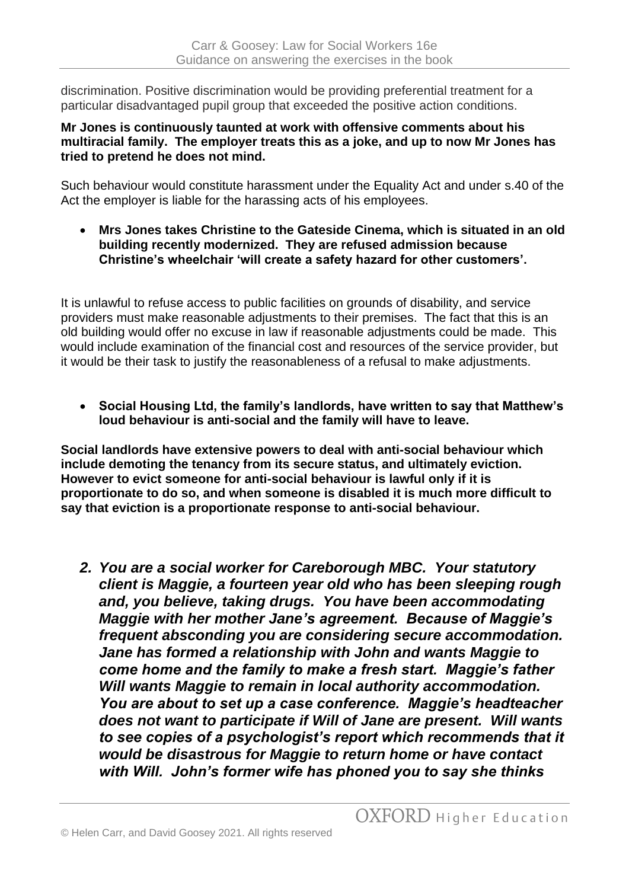discrimination. Positive discrimination would be providing preferential treatment for a particular disadvantaged pupil group that exceeded the positive action conditions.

**Mr Jones is continuously taunted at work with offensive comments about his multiracial family. The employer treats this as a joke, and up to now Mr Jones has tried to pretend he does not mind.**

Such behaviour would constitute harassment under the Equality Act and under s.40 of the Act the employer is liable for the harassing acts of his employees.

- **Mrs Jones takes Christine to the Gateside Cinema, which is situated in an old building recently modernized. They are refused admission because Christine's wheelchair 'will create a safety hazard for other customers'.**

It is unlawful to refuse access to public facilities on grounds of disability, and service providers must make reasonable adjustments to their premises. The fact that this is an old building would offer no excuse in law if reasonable adjustments could be made. This would include examination of the financial cost and resources of the service provider, but it would be their task to justify the reasonableness of a refusal to make adjustments.

- **Social Housing Ltd, the family's landlords, have written to say that Matthew's loud behaviour is anti-social and the family will have to leave.**

**Social landlords have extensive powers to deal with anti-social behaviour which include demoting the tenancy from its secure status, and ultimately eviction. However to evict someone for anti-social behaviour is lawful only if it is proportionate to do so, and when someone is disabled it is much more difficult to say that eviction is a proportionate response to anti-social behaviour.**

2. ***You are a social worker for Careborough MBC. Your statutory client is Maggie, a fourteen year old who has been sleeping rough and, you believe, taking drugs. You have been accommodating Maggie with her mother Jane's agreement. Because of Maggie's frequent absconding you are considering secure accommodation. Jane has formed a relationship with John and wants Maggie to come home and the family to make a fresh start. Maggie's father Will wants Maggie to remain in local authority accommodation. You are about to set up a case conference. Maggie's headteacher does not want to participate if Will of Jane are present. Will wants to see copies of a psychologist's report which recommends that it would be disastrous for Maggie to return home or have contact with Will. John's former wife has phoned you to say she thinks***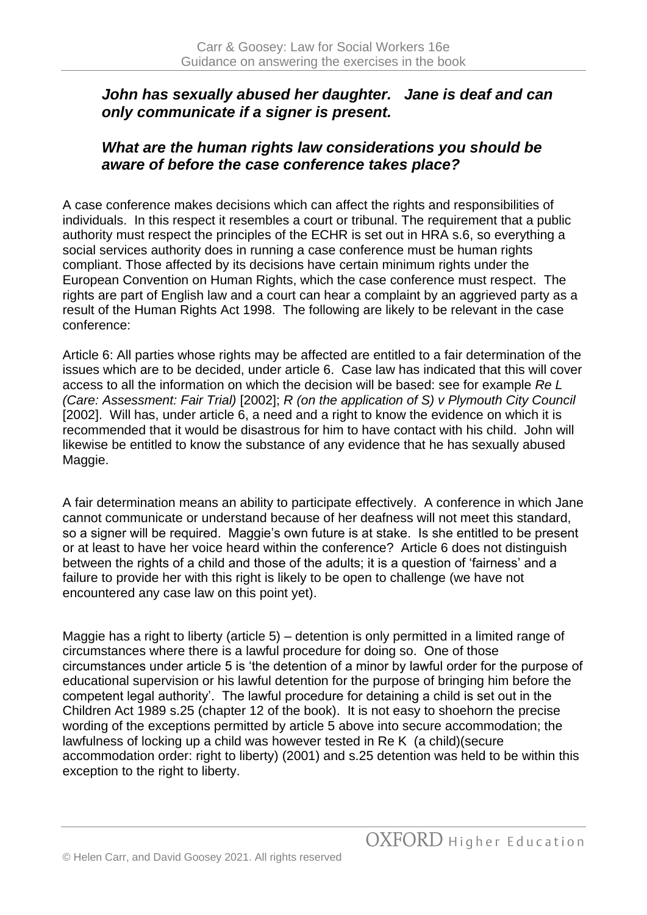***John has sexually abused her daughter. Jane is deaf and can only communicate if a signer is present.***

***What are the human rights law considerations you should be aware of before the case conference takes place?***

A case conference makes decisions which can affect the rights and responsibilities of individuals. In this respect it resembles a court or tribunal. The requirement that a public authority must respect the principles of the ECHR is set out in HRA s.6, so everything a social services authority does in running a case conference must be human rights compliant. Those affected by its decisions have certain minimum rights under the European Convention on Human Rights, which the case conference must respect. The rights are part of English law and a court can hear a complaint by an aggrieved party as a result of the Human Rights Act 1998. The following are likely to be relevant in the case conference:

Article 6: All parties whose rights may be affected are entitled to a fair determination of the issues which are to be decided, under article 6. Case law has indicated that this will cover access to all the information on which the decision will be based: see for example *Re L (Care: Assessment: Fair Trial)* [2002]; *R (on the application of S) v Plymouth City Council* [2002]. Will has, under article 6, a need and a right to know the evidence on which it is recommended that it would be disastrous for him to have contact with his child. John will likewise be entitled to know the substance of any evidence that he has sexually abused Maggie.

A fair determination means an ability to participate effectively. A conference in which Jane cannot communicate or understand because of her deafness will not meet this standard, so a signer will be required. Maggie's own future is at stake. Is she entitled to be present or at least to have her voice heard within the conference? Article 6 does not distinguish between the rights of a child and those of the adults; it is a question of 'fairness' and a failure to provide her with this right is likely to be open to challenge (we have not encountered any case law on this point yet).

Maggie has a right to liberty (article 5) – detention is only permitted in a limited range of circumstances where there is a lawful procedure for doing so. One of those circumstances under article 5 is 'the detention of a minor by lawful order for the purpose of educational supervision or his lawful detention for the purpose of bringing him before the competent legal authority'. The lawful procedure for detaining a child is set out in the Children Act 1989 s.25 (chapter 12 of the book). It is not easy to shoehorn the precise wording of the exceptions permitted by article 5 above into secure accommodation; the lawfulness of locking up a child was however tested in Re K (a child)(secure accommodation order: right to liberty) (2001) and s.25 detention was held to be within this exception to the right to liberty.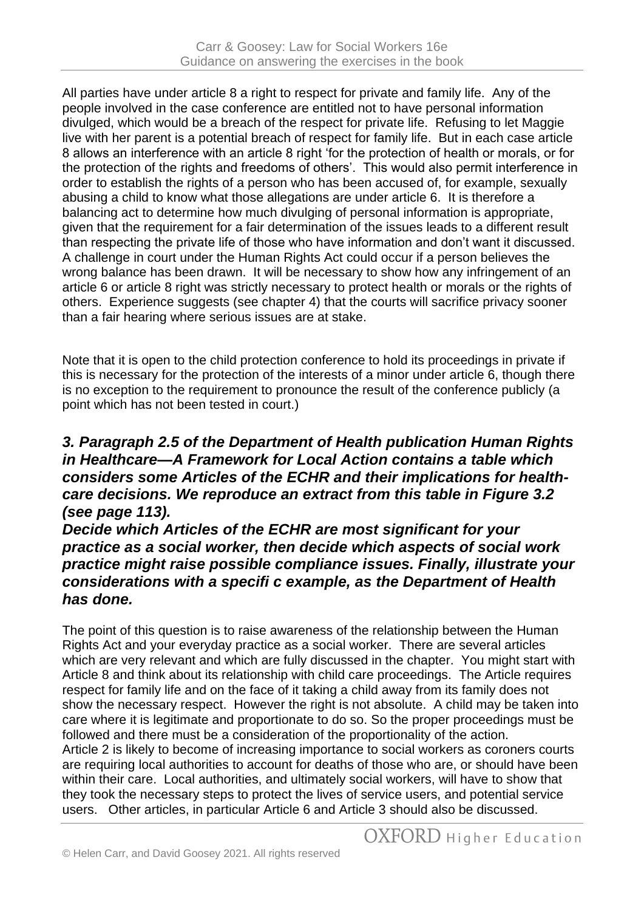All parties have under article 8 a right to respect for private and family life. Any of the people involved in the case conference are entitled not to have personal information divulged, which would be a breach of the respect for private life. Refusing to let Maggie live with her parent is a potential breach of respect for family life. But in each case article 8 allows an interference with an article 8 right 'for the protection of health or morals, or for the protection of the rights and freedoms of others'. This would also permit interference in order to establish the rights of a person who has been accused of, for example, sexually abusing a child to know what those allegations are under article 6. It is therefore a balancing act to determine how much divulging of personal information is appropriate, given that the requirement for a fair determination of the issues leads to a different result than respecting the private life of those who have information and don't want it discussed. A challenge in court under the Human Rights Act could occur if a person believes the wrong balance has been drawn. It will be necessary to show how any infringement of an article 6 or article 8 right was strictly necessary to protect health or morals or the rights of others. Experience suggests (see chapter 4) that the courts will sacrifice privacy sooner than a fair hearing where serious issues are at stake.

Note that it is open to the child protection conference to hold its proceedings in private if this is necessary for the protection of the interests of a minor under article 6, though there is no exception to the requirement to pronounce the result of the conference publicly (a point which has not been tested in court.)

### *3. Paragraph 2.5 of the Department of Health publication Human Rights in Healthcare—A Framework for Local Action contains a table which considers some Articles of the ECHR and their implications for health-care decisions. We reproduce an extract from this table in Figure 3.2 (see page 113).*
### *Decide which Articles of the ECHR are most significant for your practice as a social worker, then decide which aspects of social work practice might raise possible compliance issues. Finally, illustrate your considerations with a specifi c example, as the Department of Health has done.*

The point of this question is to raise awareness of the relationship between the Human Rights Act and your everyday practice as a social worker. There are several articles which are very relevant and which are fully discussed in the chapter. You might start with Article 8 and think about its relationship with child care proceedings. The Article requires respect for family life and on the face of it taking a child away from its family does not show the necessary respect. However the right is not absolute. A child may be taken into care where it is legitimate and proportionate to do so. So the proper proceedings must be followed and there must be a consideration of the proportionality of the action.
Article 2 is likely to become of increasing importance to social workers as coroners courts are requiring local authorities to account for deaths of those who are, or should have been within their care. Local authorities, and ultimately social workers, will have to show that they took the necessary steps to protect the lives of service users, and potential service users. Other articles, in particular Article 6 and Article 3 should also be discussed.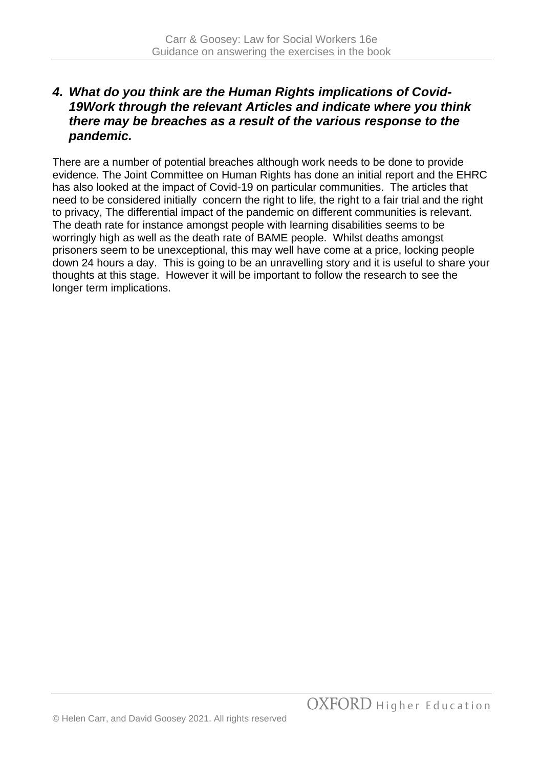4. ***What do you think are the Human Rights implications of Covid-19Work through the relevant Articles and indicate where you think there may be breaches as a result of the various response to the pandemic.***

There are a number of potential breaches although work needs to be done to provide evidence. The Joint Committee on Human Rights has done an initial report and the EHRC has also looked at the impact of Covid-19 on particular communities. The articles that need to be considered initially concern the right to life, the right to a fair trial and the right to privacy, The differential impact of the pandemic on different communities is relevant. The death rate for instance amongst people with learning disabilities seems to be worringly high as well as the death rate of BAME people. Whilst deaths amongst prisoners seem to be unexceptional, this may well have come at a price, locking people down 24 hours a day. This is going to be an unravelling story and it is useful to share your thoughts at this stage. However it will be important to follow the research to see the longer term implications.